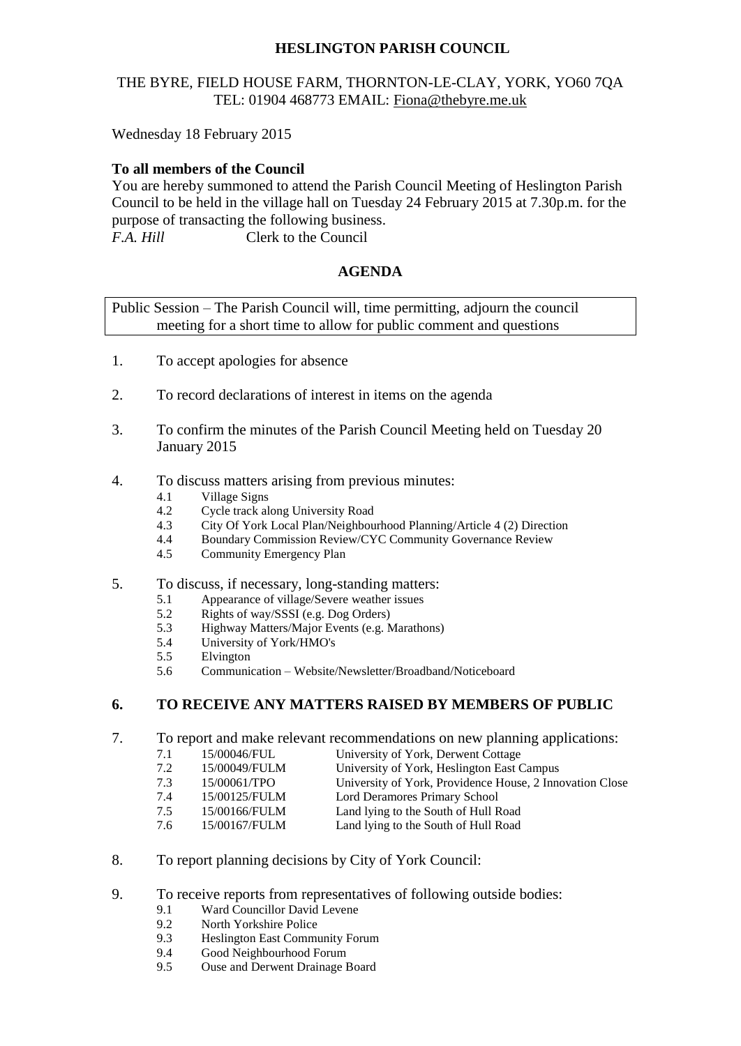**HESLINGTON PARISH COUNCIL**

THE BYRE, FIELD HOUSE FARM, THORNTON-LE-CLAY, YORK, YO60 7QA
TEL: 01904 468773 EMAIL: Fiona@thebyre.me.uk

Wednesday 18 February 2015

**To all members of the Council**

You are hereby summoned to attend the Parish Council Meeting of Heslington Parish Council to be held in the village hall on Tuesday 24 February 2015 at 7.30p.m. for the purpose of transacting the following business.

*F.A. Hill* Clerk to the Council

## AGENDA

Public Session – The Parish Council will, time permitting, adjourn the council meeting for a short time to allow for public comment and questions

1. To accept apologies for absence

2. To record declarations of interest in items on the agenda

3. To confirm the minutes of the Parish Council Meeting held on Tuesday 20 January 2015

4. To discuss matters arising from previous minutes:
   - 4.1 Village Signs
   - 4.2 Cycle track along University Road
   - 4.3 City Of York Local Plan/Neighbourhood Planning/Article 4 (2) Direction
   - 4.4 Boundary Commission Review/CYC Community Governance Review
   - 4.5 Community Emergency Plan

5. To discuss, if necessary, long-standing matters:
   - 5.1 Appearance of village/Severe weather issues
   - 5.2 Rights of way/SSSI (e.g. Dog Orders)
   - 5.3 Highway Matters/Major Events (e.g. Marathons)
   - 5.4 University of York/HMO's
   - 5.5 Elvington
   - 5.6 Communication – Website/Newsletter/Broadband/Noticeboard

6. **TO RECEIVE ANY MATTERS RAISED BY MEMBERS OF PUBLIC**

7. To report and make relevant recommendations on new planning applications:
   - 7.1 15/00046/FUL University of York, Derwent Cottage
   - 7.2 15/00049/FULM University of York, Heslington East Campus
   - 7.3 15/00061/TPO University of York, Providence House, 2 Innovation Close
   - 7.4 15/00125/FULM Lord Deramores Primary School
   - 7.5 15/00166/FULM Land lying to the South of Hull Road
   - 7.6 15/00167/FULM Land lying to the South of Hull Road

8. To report planning decisions by City of York Council:

9. To receive reports from representatives of following outside bodies:
   - 9.1 Ward Councillor David Levene
   - 9.2 North Yorkshire Police
   - 9.3 Heslington East Community Forum
   - 9.4 Good Neighbourhood Forum
   - 9.5 Ouse and Derwent Drainage Board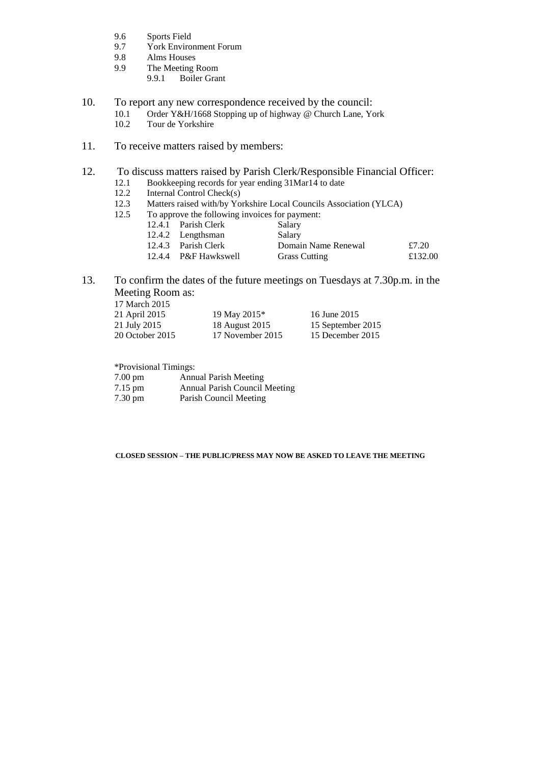9.6 Sports Field
9.7 York Environment Forum
9.8 Alms Houses
9.9 The Meeting Room
    9.9.1 Boiler Grant

10. To report any new correspondence received by the council:
    10.1 Order Y&H/1668 Stopping up of highway @ Church Lane, York
    10.2 Tour de Yorkshire

11. To receive matters raised by members:

12. To discuss matters raised by Parish Clerk/Responsible Financial Officer:
    12.1 Bookkeeping records for year ending 31Mar14 to date
    12.2 Internal Control Check(s)
    12.3 Matters raised with/by Yorkshire Local Councils Association (YLCA)
    12.5 To approve the following invoices for payment:

| | | | |
|---|---|---|---|
| 12.4.1 | Parish Clerk | Salary | |
| 12.4.2 | Lengthsman | Salary | |
| 12.4.3 | Parish Clerk | Domain Name Renewal | £7.20 |
| 12.4.4 | P&F Hawkswell | Grass Cutting | £132.00 |

13. To confirm the dates of the future meetings on Tuesdays at 7.30p.m. in the Meeting Room as:

| | | |
|---|---|---|
| 17 March 2015 | | |
| 21 April 2015 | 19 May 2015* | 16 June 2015 |
| 21 July 2015 | 18 August 2015 | 15 September 2015 |
| 20 October 2015 | 17 November 2015 | 15 December 2015 |

*Provisional Timings:

| | |
|---|---|
| 7.00 pm | Annual Parish Meeting |
| 7.15 pm | Annual Parish Council Meeting |
| 7.30 pm | Parish Council Meeting |

**CLOSED SESSION – THE PUBLIC/PRESS MAY NOW BE ASKED TO LEAVE THE MEETING**